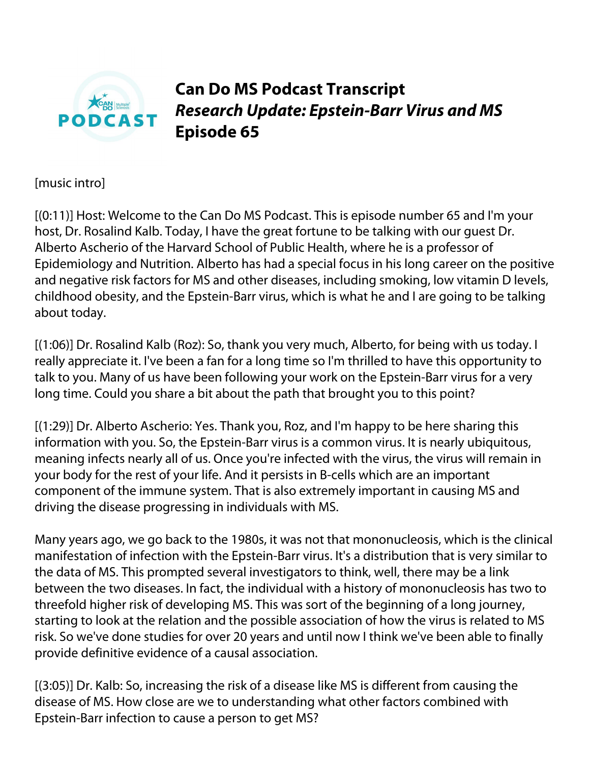# Can Do MS Podcast Transcript
## *Research Update: Epstein-Barr Virus and MS*
## Episode 65

[music intro]

[(0:11)] Host: Welcome to the Can Do MS Podcast. This is episode number 65 and I'm your host, Dr. Rosalind Kalb. Today, I have the great fortune to be talking with our guest Dr. Alberto Ascherio of the Harvard School of Public Health, where he is a professor of Epidemiology and Nutrition. Alberto has had a special focus in his long career on the positive and negative risk factors for MS and other diseases, including smoking, low vitamin D levels, childhood obesity, and the Epstein-Barr virus, which is what he and I are going to be talking about today.

[(1:06)] Dr. Rosalind Kalb (Roz): So, thank you very much, Alberto, for being with us today. I really appreciate it. I've been a fan for a long time so I'm thrilled to have this opportunity to talk to you. Many of us have been following your work on the Epstein-Barr virus for a very long time. Could you share a bit about the path that brought you to this point?

[(1:29)] Dr. Alberto Ascherio: Yes. Thank you, Roz, and I'm happy to be here sharing this information with you. So, the Epstein-Barr virus is a common virus. It is nearly ubiquitous, meaning infects nearly all of us. Once you're infected with the virus, the virus will remain in your body for the rest of your life. And it persists in B-cells which are an important component of the immune system. That is also extremely important in causing MS and driving the disease progressing in individuals with MS.

Many years ago, we go back to the 1980s, it was not that mononucleosis, which is the clinical manifestation of infection with the Epstein-Barr virus. It's a distribution that is very similar to the data of MS. This prompted several investigators to think, well, there may be a link between the two diseases. In fact, the individual with a history of mononucleosis has two to threefold higher risk of developing MS. This was sort of the beginning of a long journey, starting to look at the relation and the possible association of how the virus is related to MS risk. So we've done studies for over 20 years and until now I think we've been able to finally provide definitive evidence of a causal association.

[(3:05)] Dr. Kalb: So, increasing the risk of a disease like MS is different from causing the disease of MS. How close are we to understanding what other factors combined with Epstein-Barr infection to cause a person to get MS?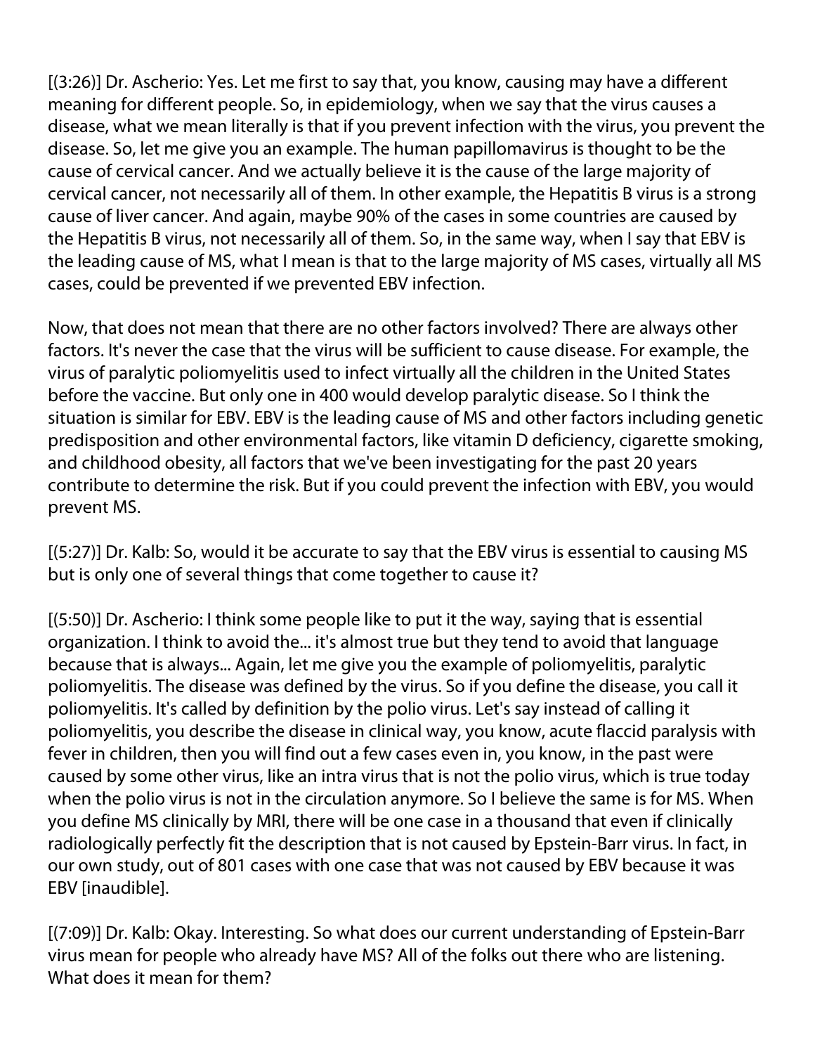[(3:26)] Dr. Ascherio: Yes. Let me first to say that, you know, causing may have a different meaning for different people. So, in epidemiology, when we say that the virus causes a disease, what we mean literally is that if you prevent infection with the virus, you prevent the disease. So, let me give you an example. The human papillomavirus is thought to be the cause of cervical cancer. And we actually believe it is the cause of the large majority of cervical cancer, not necessarily all of them. In other example, the Hepatitis B virus is a strong cause of liver cancer. And again, maybe 90% of the cases in some countries are caused by the Hepatitis B virus, not necessarily all of them. So, in the same way, when I say that EBV is the leading cause of MS, what I mean is that to the large majority of MS cases, virtually all MS cases, could be prevented if we prevented EBV infection.

Now, that does not mean that there are no other factors involved? There are always other factors. It's never the case that the virus will be sufficient to cause disease. For example, the virus of paralytic poliomyelitis used to infect virtually all the children in the United States before the vaccine. But only one in 400 would develop paralytic disease. So I think the situation is similar for EBV. EBV is the leading cause of MS and other factors including genetic predisposition and other environmental factors, like vitamin D deficiency, cigarette smoking, and childhood obesity, all factors that we've been investigating for the past 20 years contribute to determine the risk. But if you could prevent the infection with EBV, you would prevent MS.

[(5:27)] Dr. Kalb: So, would it be accurate to say that the EBV virus is essential to causing MS but is only one of several things that come together to cause it?

[(5:50)] Dr. Ascherio: I think some people like to put it the way, saying that is essential organization. I think to avoid the... it's almost true but they tend to avoid that language because that is always... Again, let me give you the example of poliomyelitis, paralytic poliomyelitis. The disease was defined by the virus. So if you define the disease, you call it poliomyelitis. It's called by definition by the polio virus. Let's say instead of calling it poliomyelitis, you describe the disease in clinical way, you know, acute flaccid paralysis with fever in children, then you will find out a few cases even in, you know, in the past were caused by some other virus, like an intra virus that is not the polio virus, which is true today when the polio virus is not in the circulation anymore. So I believe the same is for MS. When you define MS clinically by MRI, there will be one case in a thousand that even if clinically radiologically perfectly fit the description that is not caused by Epstein-Barr virus. In fact, in our own study, out of 801 cases with one case that was not caused by EBV because it was EBV [inaudible].

[(7:09)] Dr. Kalb: Okay. Interesting. So what does our current understanding of Epstein-Barr virus mean for people who already have MS? All of the folks out there who are listening. What does it mean for them?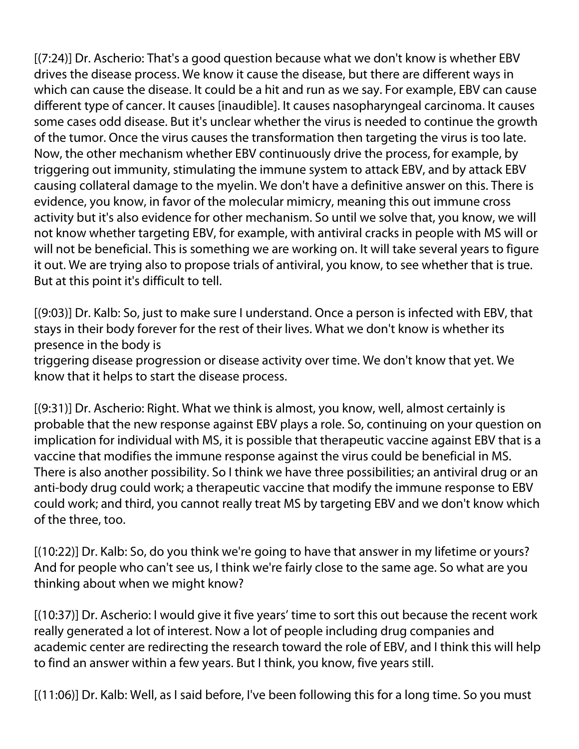[(7:24)] Dr. Ascherio: That's a good question because what we don't know is whether EBV drives the disease process. We know it cause the disease, but there are different ways in which can cause the disease. It could be a hit and run as we say. For example, EBV can cause different type of cancer. It causes [inaudible]. It causes nasopharyngeal carcinoma. It causes some cases odd disease. But it's unclear whether the virus is needed to continue the growth of the tumor. Once the virus causes the transformation then targeting the virus is too late. Now, the other mechanism whether EBV continuously drive the process, for example, by triggering out immunity, stimulating the immune system to attack EBV, and by attack EBV causing collateral damage to the myelin. We don't have a definitive answer on this. There is evidence, you know, in favor of the molecular mimicry, meaning this out immune cross activity but it's also evidence for other mechanism. So until we solve that, you know, we will not know whether targeting EBV, for example, with antiviral cracks in people with MS will or will not be beneficial. This is something we are working on. It will take several years to figure it out. We are trying also to propose trials of antiviral, you know, to see whether that is true. But at this point it's difficult to tell.

[(9:03)] Dr. Kalb: So, just to make sure I understand. Once a person is infected with EBV, that stays in their body forever for the rest of their lives. What we don't know is whether its presence in the body is triggering disease progression or disease activity over time. We don't know that yet. We know that it helps to start the disease process.

[(9:31)] Dr. Ascherio: Right. What we think is almost, you know, well, almost certainly is probable that the new response against EBV plays a role. So, continuing on your question on implication for individual with MS, it is possible that therapeutic vaccine against EBV that is a vaccine that modifies the immune response against the virus could be beneficial in MS. There is also another possibility. So I think we have three possibilities; an antiviral drug or an anti-body drug could work; a therapeutic vaccine that modify the immune response to EBV could work; and third, you cannot really treat MS by targeting EBV and we don't know which of the three, too.

[(10:22)] Dr. Kalb: So, do you think we're going to have that answer in my lifetime or yours? And for people who can't see us, I think we're fairly close to the same age. So what are you thinking about when we might know?

[(10:37)] Dr. Ascherio: I would give it five years' time to sort this out because the recent work really generated a lot of interest. Now a lot of people including drug companies and academic center are redirecting the research toward the role of EBV, and I think this will help to find an answer within a few years. But I think, you know, five years still.

[(11:06)] Dr. Kalb: Well, as I said before, I've been following this for a long time. So you must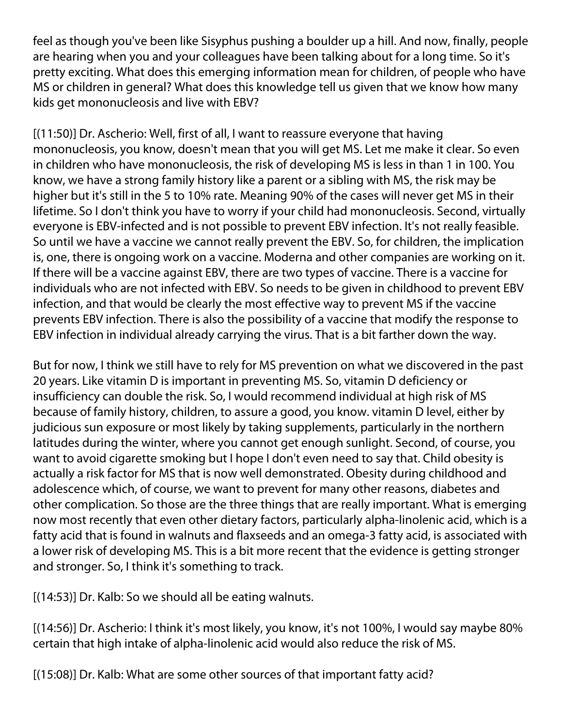feel as though you've been like Sisyphus pushing a boulder up a hill. And now, finally, people are hearing when you and your colleagues have been talking about for a long time. So it's pretty exciting. What does this emerging information mean for children, of people who have MS or children in general? What does this knowledge tell us given that we know how many kids get mononucleosis and live with EBV?

[(11:50)] Dr. Ascherio: Well, first of all, I want to reassure everyone that having mononucleosis, you know, doesn't mean that you will get MS. Let me make it clear. So even in children who have mononucleosis, the risk of developing MS is less in than 1 in 100. You know, we have a strong family history like a parent or a sibling with MS, the risk may be higher but it's still in the 5 to 10% rate. Meaning 90% of the cases will never get MS in their lifetime. So I don't think you have to worry if your child had mononucleosis. Second, virtually everyone is EBV-infected and is not possible to prevent EBV infection. It's not really feasible. So until we have a vaccine we cannot really prevent the EBV. So, for children, the implication is, one, there is ongoing work on a vaccine. Moderna and other companies are working on it. If there will be a vaccine against EBV, there are two types of vaccine. There is a vaccine for individuals who are not infected with EBV. So needs to be given in childhood to prevent EBV infection, and that would be clearly the most effective way to prevent MS if the vaccine prevents EBV infection. There is also the possibility of a vaccine that modify the response to EBV infection in individual already carrying the virus. That is a bit farther down the way.

But for now, I think we still have to rely for MS prevention on what we discovered in the past 20 years. Like vitamin D is important in preventing MS. So, vitamin D deficiency or insufficiency can double the risk. So, I would recommend individual at high risk of MS because of family history, children, to assure a good, you know. vitamin D level, either by judicious sun exposure or most likely by taking supplements, particularly in the northern latitudes during the winter, where you cannot get enough sunlight. Second, of course, you want to avoid cigarette smoking but I hope I don't even need to say that. Child obesity is actually a risk factor for MS that is now well demonstrated. Obesity during childhood and adolescence which, of course, we want to prevent for many other reasons, diabetes and other complication. So those are the three things that are really important. What is emerging now most recently that even other dietary factors, particularly alpha-linolenic acid, which is a fatty acid that is found in walnuts and flaxseeds and an omega-3 fatty acid, is associated with a lower risk of developing MS. This is a bit more recent that the evidence is getting stronger and stronger. So, I think it's something to track.

[(14:53)] Dr. Kalb: So we should all be eating walnuts.

[(14:56)] Dr. Ascherio: I think it's most likely, you know, it's not 100%, I would say maybe 80% certain that high intake of alpha-linolenic acid would also reduce the risk of MS.

[(15:08)] Dr. Kalb: What are some other sources of that important fatty acid?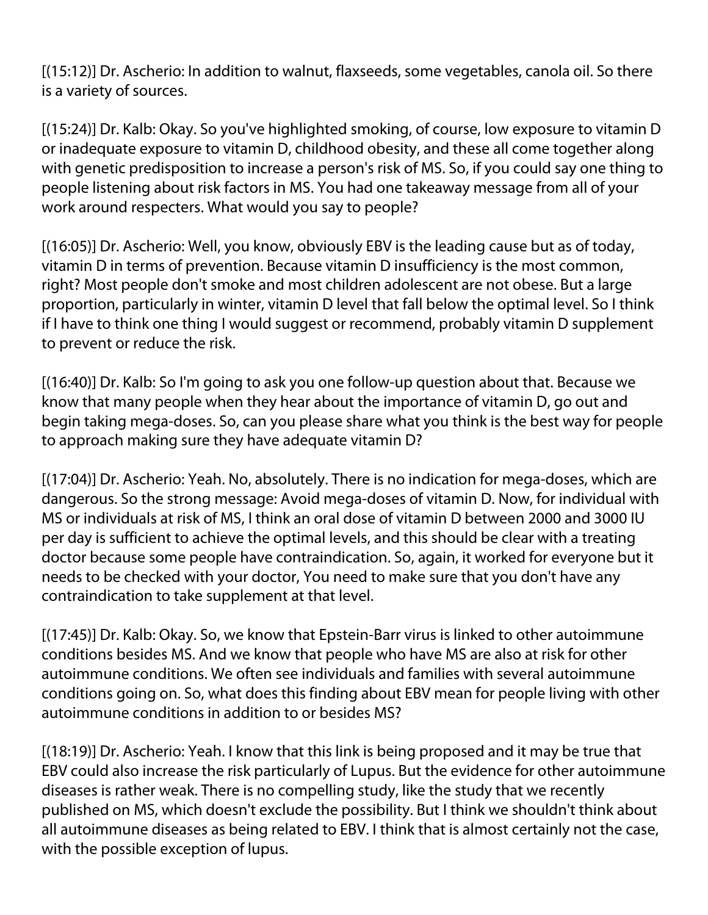[(15:12)] Dr. Ascherio: In addition to walnut, flaxseeds, some vegetables, canola oil. So there is a variety of sources.

[(15:24)] Dr. Kalb: Okay. So you've highlighted smoking, of course, low exposure to vitamin D or inadequate exposure to vitamin D, childhood obesity, and these all come together along with genetic predisposition to increase a person's risk of MS. So, if you could say one thing to people listening about risk factors in MS. You had one takeaway message from all of your work around respecters. What would you say to people?

[(16:05)] Dr. Ascherio: Well, you know, obviously EBV is the leading cause but as of today, vitamin D in terms of prevention. Because vitamin D insufficiency is the most common, right? Most people don't smoke and most children adolescent are not obese. But a large proportion, particularly in winter, vitamin D level that fall below the optimal level. So I think if I have to think one thing I would suggest or recommend, probably vitamin D supplement to prevent or reduce the risk.

[(16:40)] Dr. Kalb: So I'm going to ask you one follow-up question about that. Because we know that many people when they hear about the importance of vitamin D, go out and begin taking mega-doses. So, can you please share what you think is the best way for people to approach making sure they have adequate vitamin D?

[(17:04)] Dr. Ascherio: Yeah. No, absolutely. There is no indication for mega-doses, which are dangerous. So the strong message: Avoid mega-doses of vitamin D. Now, for individual with MS or individuals at risk of MS, I think an oral dose of vitamin D between 2000 and 3000 IU per day is sufficient to achieve the optimal levels, and this should be clear with a treating doctor because some people have contraindication. So, again, it worked for everyone but it needs to be checked with your doctor, You need to make sure that you don't have any contraindication to take supplement at that level.

[(17:45)] Dr. Kalb: Okay. So, we know that Epstein-Barr virus is linked to other autoimmune conditions besides MS. And we know that people who have MS are also at risk for other autoimmune conditions. We often see individuals and families with several autoimmune conditions going on. So, what does this finding about EBV mean for people living with other autoimmune conditions in addition to or besides MS?

[(18:19)] Dr. Ascherio: Yeah. I know that this link is being proposed and it may be true that EBV could also increase the risk particularly of Lupus. But the evidence for other autoimmune diseases is rather weak. There is no compelling study, like the study that we recently published on MS, which doesn't exclude the possibility. But I think we shouldn't think about all autoimmune diseases as being related to EBV. I think that is almost certainly not the case, with the possible exception of lupus.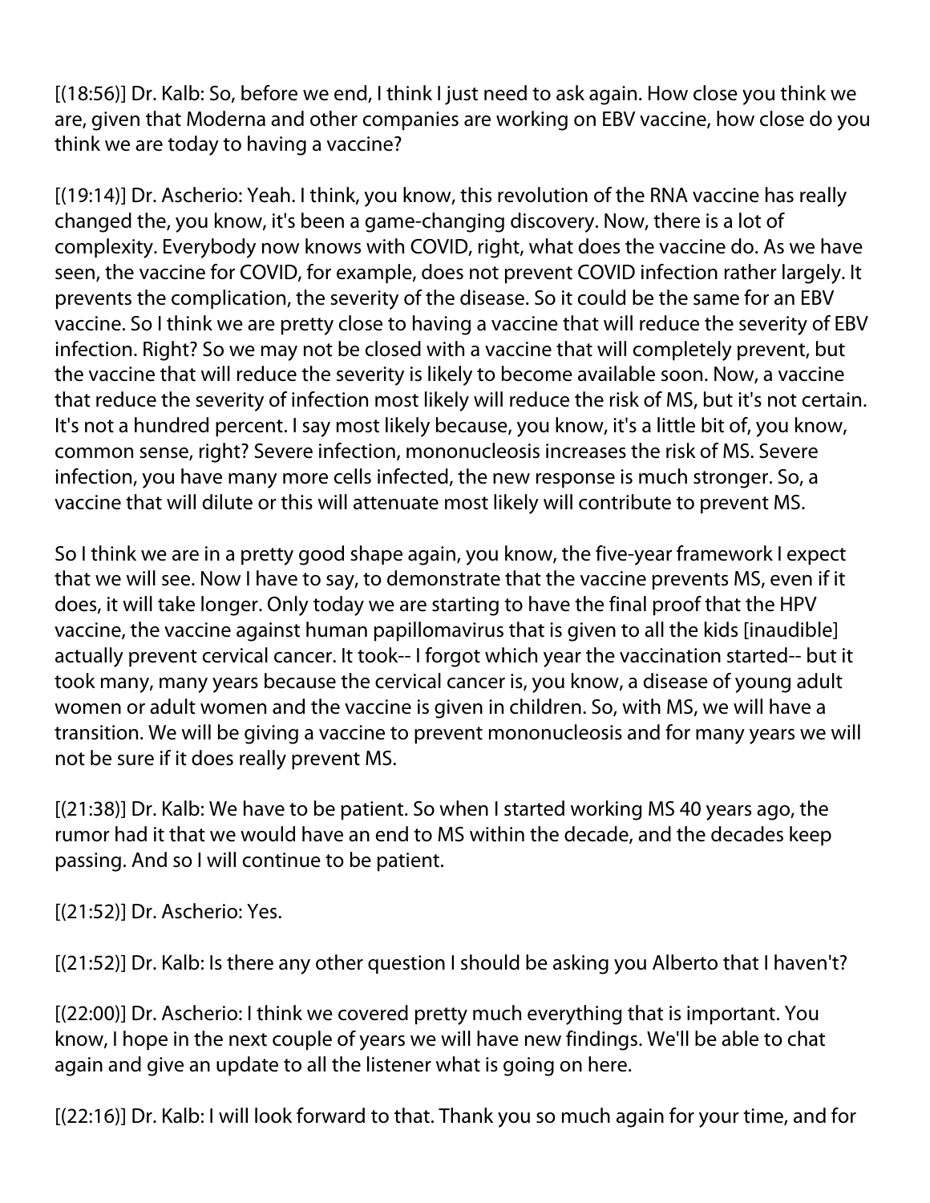[(18:56)] Dr. Kalb: So, before we end, I think I just need to ask again. How close you think we are, given that Moderna and other companies are working on EBV vaccine, how close do you think we are today to having a vaccine?

[(19:14)] Dr. Ascherio: Yeah. I think, you know, this revolution of the RNA vaccine has really changed the, you know, it's been a game-changing discovery. Now, there is a lot of complexity. Everybody now knows with COVID, right, what does the vaccine do. As we have seen, the vaccine for COVID, for example, does not prevent COVID infection rather largely. It prevents the complication, the severity of the disease. So it could be the same for an EBV vaccine. So I think we are pretty close to having a vaccine that will reduce the severity of EBV infection. Right? So we may not be closed with a vaccine that will completely prevent, but the vaccine that will reduce the severity is likely to become available soon. Now, a vaccine that reduce the severity of infection most likely will reduce the risk of MS, but it's not certain. It's not a hundred percent. I say most likely because, you know, it's a little bit of, you know, common sense, right? Severe infection, mononucleosis increases the risk of MS. Severe infection, you have many more cells infected, the new response is much stronger. So, a vaccine that will dilute or this will attenuate most likely will contribute to prevent MS.

So I think we are in a pretty good shape again, you know, the five-year framework I expect that we will see. Now I have to say, to demonstrate that the vaccine prevents MS, even if it does, it will take longer. Only today we are starting to have the final proof that the HPV vaccine, the vaccine against human papillomavirus that is given to all the kids [inaudible] actually prevent cervical cancer. It took-- I forgot which year the vaccination started-- but it took many, many years because the cervical cancer is, you know, a disease of young adult women or adult women and the vaccine is given in children. So, with MS, we will have a transition. We will be giving a vaccine to prevent mononucleosis and for many years we will not be sure if it does really prevent MS.

[(21:38)] Dr. Kalb: We have to be patient. So when I started working MS 40 years ago, the rumor had it that we would have an end to MS within the decade, and the decades keep passing. And so I will continue to be patient.

[(21:52)] Dr. Ascherio: Yes.

[(21:52)] Dr. Kalb: Is there any other question I should be asking you Alberto that I haven't?

[(22:00)] Dr. Ascherio: I think we covered pretty much everything that is important. You know, I hope in the next couple of years we will have new findings. We'll be able to chat again and give an update to all the listener what is going on here.

[(22:16)] Dr. Kalb: I will look forward to that. Thank you so much again for your time, and for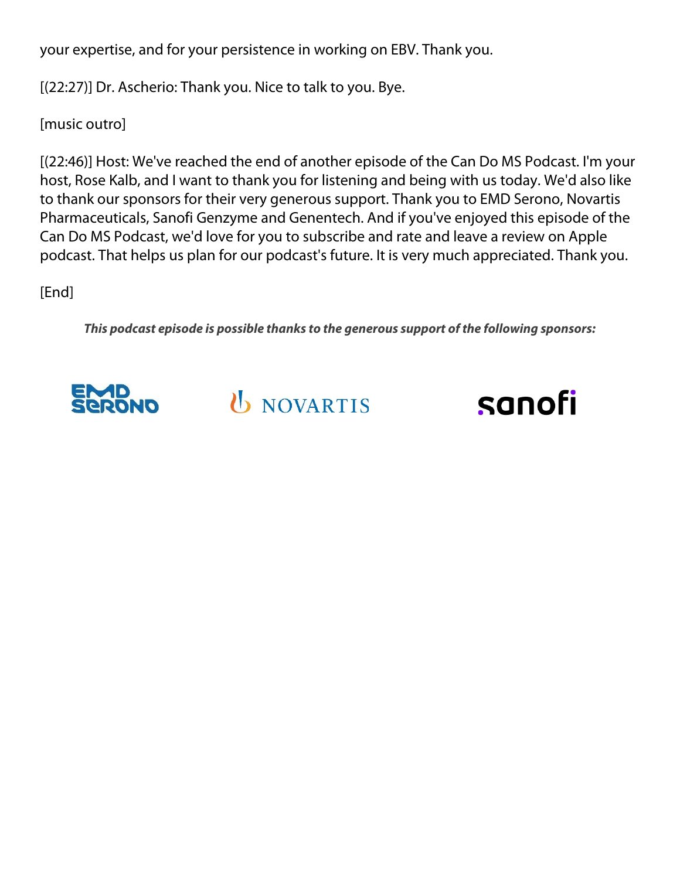your expertise, and for your persistence in working on EBV. Thank you.

[(22:27)] Dr. Ascherio: Thank you. Nice to talk to you. Bye.

[music outro]

[(22:46)] Host: We've reached the end of another episode of the Can Do MS Podcast. I'm your host, Rose Kalb, and I want to thank you for listening and being with us today. We'd also like to thank our sponsors for their very generous support. Thank you to EMD Serono, Novartis Pharmaceuticals, Sanofi Genzyme and Genentech. And if you've enjoyed this episode of the Can Do MS Podcast, we'd love for you to subscribe and rate and leave a review on Apple podcast. That helps us plan for our podcast's future. It is very much appreciated. Thank you.

[End]

***This podcast episode is possible thanks to the generous support of the following sponsors:***

EMD SERONO

NOVARTIS

sanofi